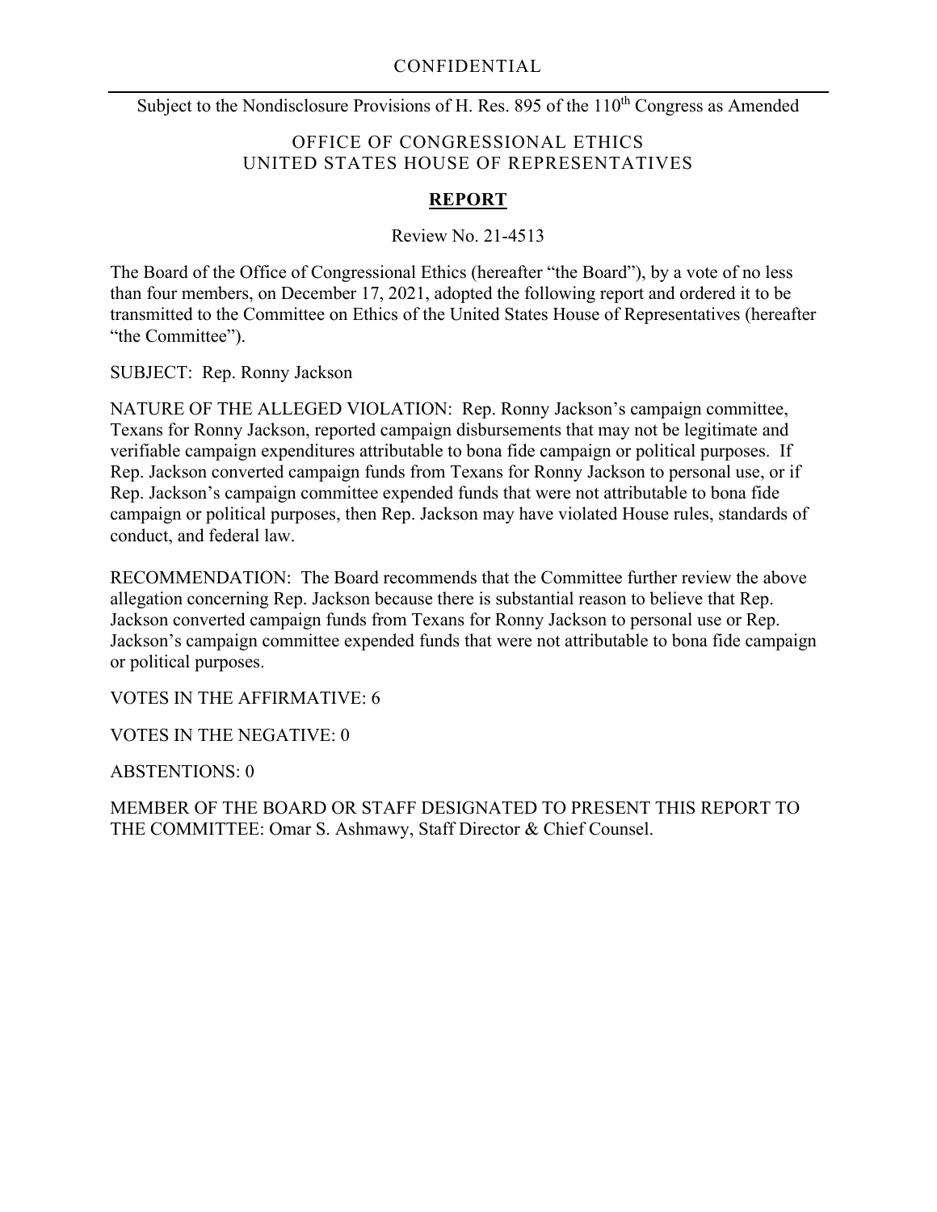CONFIDENTIAL

Subject to the Nondisclosure Provisions of H. Res. 895 of the 110th Congress as Amended

OFFICE OF CONGRESSIONAL ETHICS
UNITED STATES HOUSE OF REPRESENTATIVES

# **REPORT**

Review No. 21-4513

The Board of the Office of Congressional Ethics (hereafter "the Board"), by a vote of no less than four members, on December 17, 2021, adopted the following report and ordered it to be transmitted to the Committee on Ethics of the United States House of Representatives (hereafter "the Committee").

SUBJECT: Rep. Ronny Jackson

NATURE OF THE ALLEGED VIOLATION: Rep. Ronny Jackson's campaign committee, Texans for Ronny Jackson, reported campaign disbursements that may not be legitimate and verifiable campaign expenditures attributable to bona fide campaign or political purposes. If Rep. Jackson converted campaign funds from Texans for Ronny Jackson to personal use, or if Rep. Jackson's campaign committee expended funds that were not attributable to bona fide campaign or political purposes, then Rep. Jackson may have violated House rules, standards of conduct, and federal law.

RECOMMENDATION: The Board recommends that the Committee further review the above allegation concerning Rep. Jackson because there is substantial reason to believe that Rep. Jackson converted campaign funds from Texans for Ronny Jackson to personal use or Rep. Jackson's campaign committee expended funds that were not attributable to bona fide campaign or political purposes.

VOTES IN THE AFFIRMATIVE: 6

VOTES IN THE NEGATIVE: 0

ABSTENTIONS: 0

MEMBER OF THE BOARD OR STAFF DESIGNATED TO PRESENT THIS REPORT TO THE COMMITTEE: Omar S. Ashmawy, Staff Director & Chief Counsel.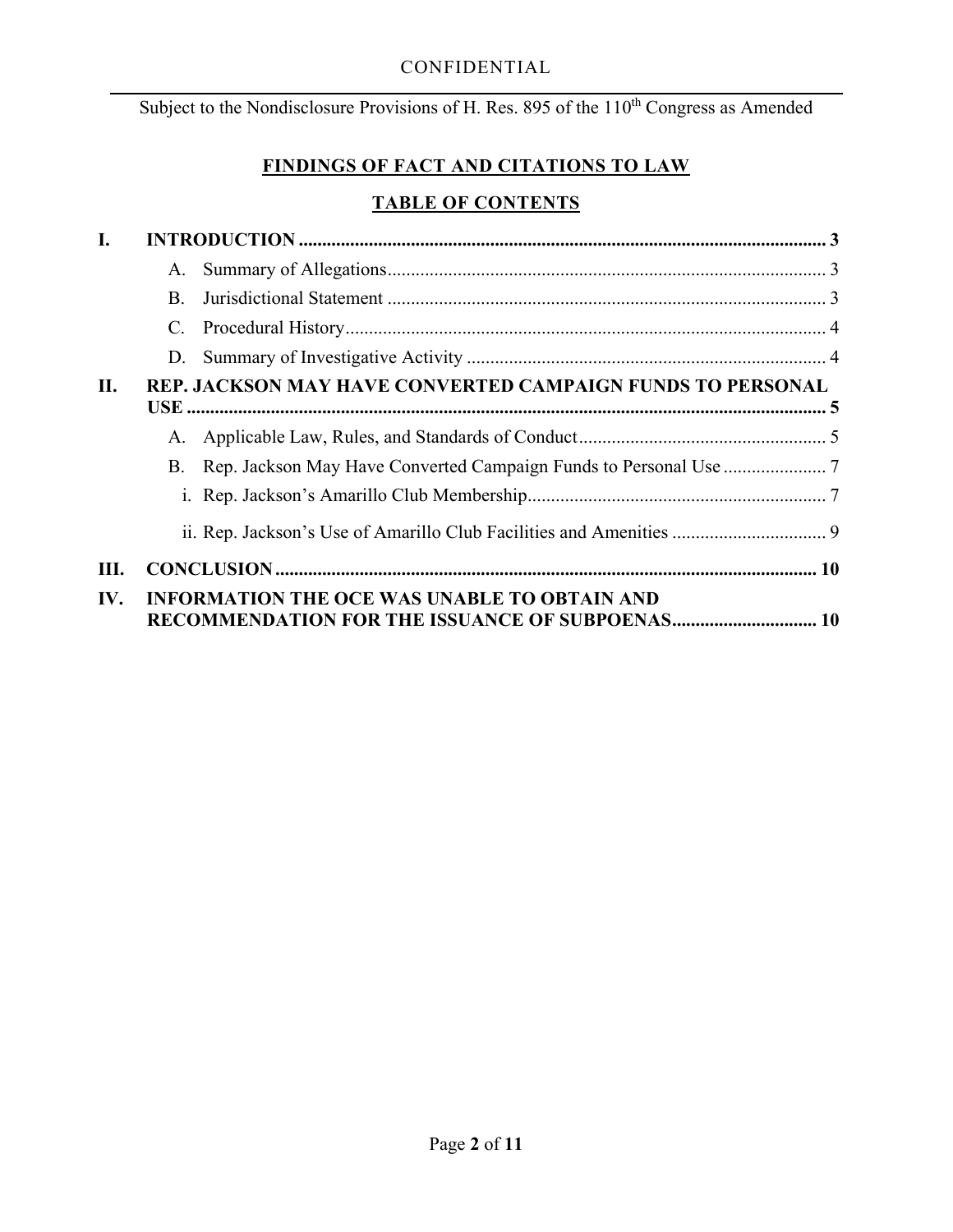CONFIDENTIAL

Subject to the Nondisclosure Provisions of H. Res. 895 of the 110th Congress as Amended

# FINDINGS OF FACT AND CITATIONS TO LAW

## TABLE OF CONTENTS

**I. INTRODUCTION ........ 3**

- A. Summary of Allegations ........ 3
- B. Jurisdictional Statement ........ 3
- C. Procedural History ........ 4
- D. Summary of Investigative Activity ........ 4

**II. REP. JACKSON MAY HAVE CONVERTED CAMPAIGN FUNDS TO PERSONAL USE ........ 5**

- A. Applicable Law, Rules, and Standards of Conduct ........ 5
- B. Rep. Jackson May Have Converted Campaign Funds to Personal Use ........ 7
  - i. Rep. Jackson's Amarillo Club Membership ........ 7
  - ii. Rep. Jackson's Use of Amarillo Club Facilities and Amenities ........ 9

**III. CONCLUSION ........ 10**

**IV. INFORMATION THE OCE WAS UNABLE TO OBTAIN AND RECOMMENDATION FOR THE ISSUANCE OF SUBPOENAS ........ 10**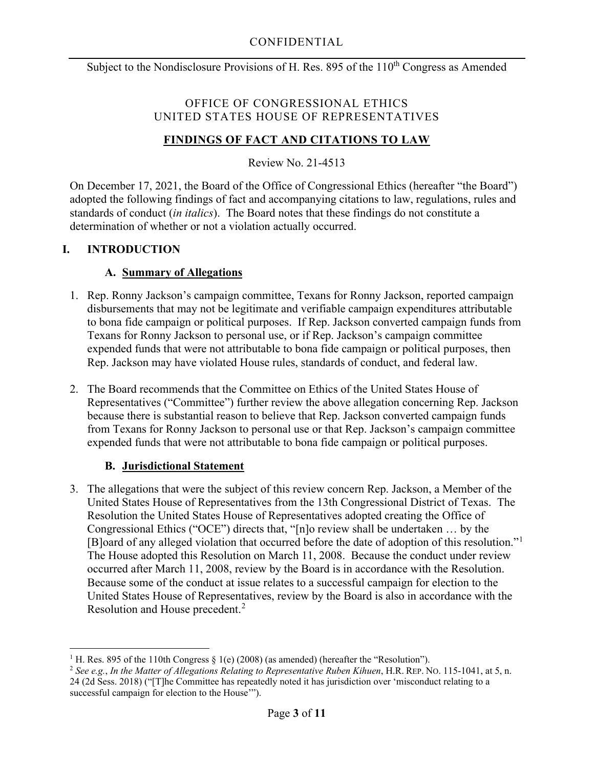CONFIDENTIAL

Subject to the Nondisclosure Provisions of H. Res. 895 of the 110th Congress as Amended

OFFICE OF CONGRESSIONAL ETHICS
UNITED STATES HOUSE OF REPRESENTATIVES

**FINDINGS OF FACT AND CITATIONS TO LAW**

Review No. 21-4513

On December 17, 2021, the Board of the Office of Congressional Ethics (hereafter "the Board") adopted the following findings of fact and accompanying citations to law, regulations, rules and standards of conduct (*in italics*). The Board notes that these findings do not constitute a determination of whether or not a violation actually occurred.

## I. INTRODUCTION

### A. Summary of Allegations

1. Rep. Ronny Jackson's campaign committee, Texans for Ronny Jackson, reported campaign disbursements that may not be legitimate and verifiable campaign expenditures attributable to bona fide campaign or political purposes. If Rep. Jackson converted campaign funds from Texans for Ronny Jackson to personal use, or if Rep. Jackson's campaign committee expended funds that were not attributable to bona fide campaign or political purposes, then Rep. Jackson may have violated House rules, standards of conduct, and federal law.

2. The Board recommends that the Committee on Ethics of the United States House of Representatives ("Committee") further review the above allegation concerning Rep. Jackson because there is substantial reason to believe that Rep. Jackson converted campaign funds from Texans for Ronny Jackson to personal use or that Rep. Jackson's campaign committee expended funds that were not attributable to bona fide campaign or political purposes.

### B. Jurisdictional Statement

3. The allegations that were the subject of this review concern Rep. Jackson, a Member of the United States House of Representatives from the 13th Congressional District of Texas. The Resolution the United States House of Representatives adopted creating the Office of Congressional Ethics ("OCE") directs that, "[n]o review shall be undertaken … by the [B]oard of any alleged violation that occurred before the date of adoption of this resolution."[1] The House adopted this Resolution on March 11, 2008. Because the conduct under review occurred after March 11, 2008, review by the Board is in accordance with the Resolution. Because some of the conduct at issue relates to a successful campaign for election to the United States House of Representatives, review by the Board is also in accordance with the Resolution and House precedent.[2]

---

[1] H. Res. 895 of the 110th Congress § 1(e) (2008) (as amended) (hereafter the "Resolution").

[2] *See e.g.*, *In the Matter of Allegations Relating to Representative Ruben Kihuen*, H.R. REP. NO. 115-1041, at 5, n. 24 (2d Sess. 2018) ("[T]he Committee has repeatedly noted it has jurisdiction over 'misconduct relating to a successful campaign for election to the House'").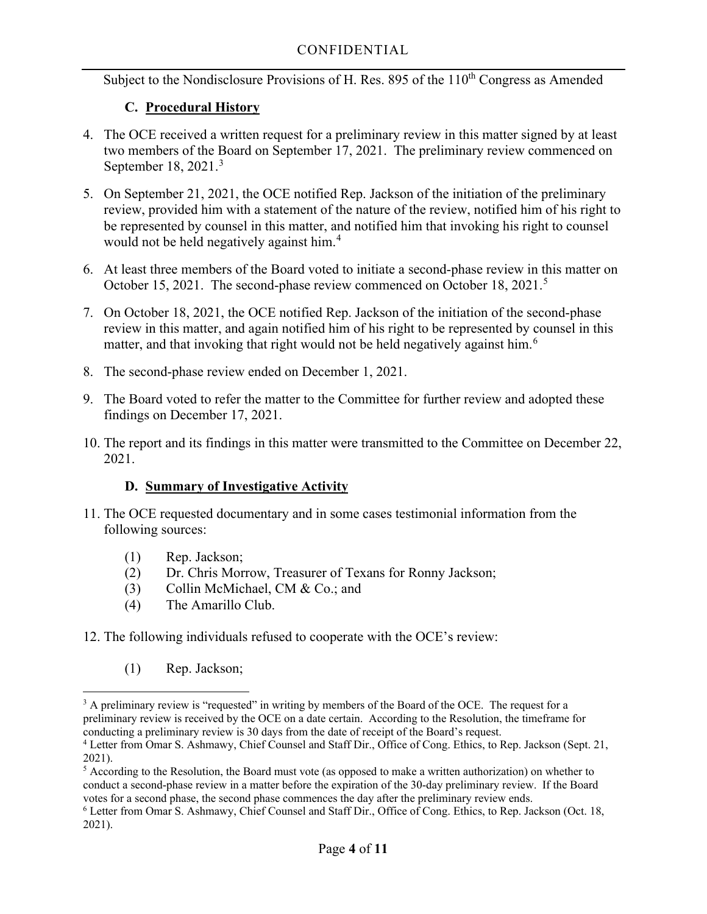### C. **Procedural History**

4. The OCE received a written request for a preliminary review in this matter signed by at least two members of the Board on September 17, 2021. The preliminary review commenced on September 18, 2021.[3]

5. On September 21, 2021, the OCE notified Rep. Jackson of the initiation of the preliminary review, provided him with a statement of the nature of the review, notified him of his right to be represented by counsel in this matter, and notified him that invoking his right to counsel would not be held negatively against him.[4]

6. At least three members of the Board voted to initiate a second-phase review in this matter on October 15, 2021. The second-phase review commenced on October 18, 2021.[5]

7. On October 18, 2021, the OCE notified Rep. Jackson of the initiation of the second-phase review in this matter, and again notified him of his right to be represented by counsel in this matter, and that invoking that right would not be held negatively against him.[6]

8. The second-phase review ended on December 1, 2021.

9. The Board voted to refer the matter to the Committee for further review and adopted these findings on December 17, 2021.

10. The report and its findings in this matter were transmitted to the Committee on December 22, 2021.

### D. **Summary of Investigative Activity**

11. The OCE requested documentary and in some cases testimonial information from the following sources:

    (1) Rep. Jackson;
    (2) Dr. Chris Morrow, Treasurer of Texans for Ronny Jackson;
    (3) Collin McMichael, CM & Co.; and
    (4) The Amarillo Club.

12. The following individuals refused to cooperate with the OCE's review:

    (1) Rep. Jackson;

---

[3] A preliminary review is "requested" in writing by members of the Board of the OCE. The request for a preliminary review is received by the OCE on a date certain. According to the Resolution, the timeframe for conducting a preliminary review is 30 days from the date of receipt of the Board's request.

[4] Letter from Omar S. Ashmawy, Chief Counsel and Staff Dir., Office of Cong. Ethics, to Rep. Jackson (Sept. 21, 2021).

[5] According to the Resolution, the Board must vote (as opposed to make a written authorization) on whether to conduct a second-phase review in a matter before the expiration of the 30-day preliminary review. If the Board votes for a second phase, the second phase commences the day after the preliminary review ends.

[6] Letter from Omar S. Ashmawy, Chief Counsel and Staff Dir., Office of Cong. Ethics, to Rep. Jackson (Oct. 18, 2021).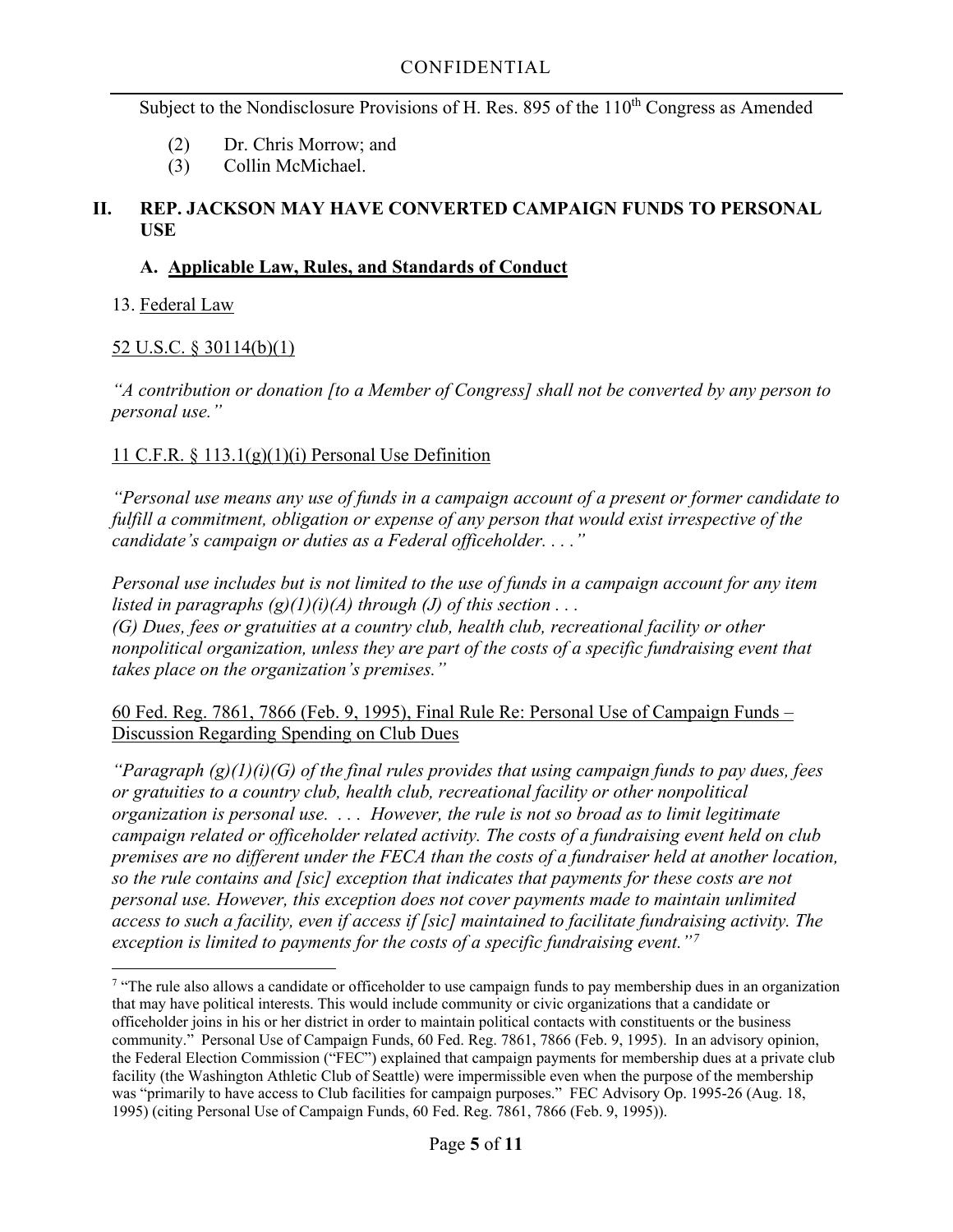(2) Dr. Chris Morrow; and
(3) Collin McMichael.

## II. REP. JACKSON MAY HAVE CONVERTED CAMPAIGN FUNDS TO PERSONAL USE

### A. Applicable Law, Rules, and Standards of Conduct

13. Federal Law

52 U.S.C. § 30114(b)(1)

*"A contribution or donation [to a Member of Congress] shall not be converted by any person to personal use."*

11 C.F.R. § 113.1(g)(1)(i) Personal Use Definition

*"Personal use means any use of funds in a campaign account of a present or former candidate to fulfill a commitment, obligation or expense of any person that would exist irrespective of the candidate's campaign or duties as a Federal officeholder. . . ."*

*Personal use includes but is not limited to the use of funds in a campaign account for any item listed in paragraphs (g)(1)(i)(A) through (J) of this section . . .*
*(G) Dues, fees or gratuities at a country club, health club, recreational facility or other nonpolitical organization, unless they are part of the costs of a specific fundraising event that takes place on the organization's premises."*

60 Fed. Reg. 7861, 7866 (Feb. 9, 1995), Final Rule Re: Personal Use of Campaign Funds – Discussion Regarding Spending on Club Dues

*"Paragraph (g)(1)(i)(G) of the final rules provides that using campaign funds to pay dues, fees or gratuities to a country club, health club, recreational facility or other nonpolitical organization is personal use. . . . However, the rule is not so broad as to limit legitimate campaign related or officeholder related activity. The costs of a fundraising event held on club premises are no different under the FECA than the costs of a fundraiser held at another location, so the rule contains and [sic] exception that indicates that payments for these costs are not personal use. However, this exception does not cover payments made to maintain unlimited access to such a facility, even if access if [sic] maintained to facilitate fundraising activity. The exception is limited to payments for the costs of a specific fundraising event."*[7]

---

[7] "The rule also allows a candidate or officeholder to use campaign funds to pay membership dues in an organization that may have political interests. This would include community or civic organizations that a candidate or officeholder joins in his or her district in order to maintain political contacts with constituents or the business community." Personal Use of Campaign Funds, 60 Fed. Reg. 7861, 7866 (Feb. 9, 1995). In an advisory opinion, the Federal Election Commission ("FEC") explained that campaign payments for membership dues at a private club facility (the Washington Athletic Club of Seattle) were impermissible even when the purpose of the membership was "primarily to have access to Club facilities for campaign purposes." FEC Advisory Op. 1995-26 (Aug. 18, 1995) (citing Personal Use of Campaign Funds, 60 Fed. Reg. 7861, 7866 (Feb. 9, 1995)).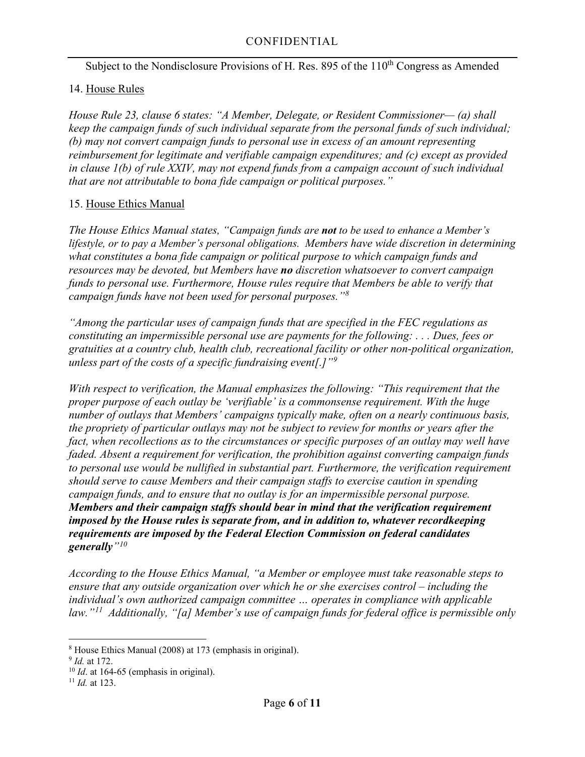14. House Rules

*House Rule 23, clause 6 states: "A Member, Delegate, or Resident Commissioner— (a) shall keep the campaign funds of such individual separate from the personal funds of such individual; (b) may not convert campaign funds to personal use in excess of an amount representing reimbursement for legitimate and verifiable campaign expenditures; and (c) except as provided in clause 1(b) of rule XXIV, may not expend funds from a campaign account of such individual that are not attributable to bona fide campaign or political purposes."*

15. House Ethics Manual

*The House Ethics Manual states, "Campaign funds are **not** to be used to enhance a Member's lifestyle, or to pay a Member's personal obligations. Members have wide discretion in determining what constitutes a bona fide campaign or political purpose to which campaign funds and resources may be devoted, but Members have **no** discretion whatsoever to convert campaign funds to personal use. Furthermore, House rules require that Members be able to verify that campaign funds have not been used for personal purposes."*[8]

*"Among the particular uses of campaign funds that are specified in the FEC regulations as constituting an impermissible personal use are payments for the following: . . . Dues, fees or gratuities at a country club, health club, recreational facility or other non-political organization, unless part of the costs of a specific fundraising event[.]"*[9]

*With respect to verification, the Manual emphasizes the following: "This requirement that the proper purpose of each outlay be 'verifiable' is a commonsense requirement. With the huge number of outlays that Members' campaigns typically make, often on a nearly continuous basis, the propriety of particular outlays may not be subject to review for months or years after the fact, when recollections as to the circumstances or specific purposes of an outlay may well have faded. Absent a requirement for verification, the prohibition against converting campaign funds to personal use would be nullified in substantial part. Furthermore, the verification requirement should serve to cause Members and their campaign staffs to exercise caution in spending campaign funds, and to ensure that no outlay is for an impermissible personal purpose.* ***Members and their campaign staffs should bear in mind that the verification requirement imposed by the House rules is separate from, and in addition to, whatever recordkeeping requirements are imposed by the Federal Election Commission on federal candidates generally"***[10]

*According to the House Ethics Manual, "a Member or employee must take reasonable steps to ensure that any outside organization over which he or she exercises control – including the individual's own authorized campaign committee … operates in compliance with applicable law."*[11] *Additionally, "[a] Member's use of campaign funds for federal office is permissible only*

---

[8] House Ethics Manual (2008) at 173 (emphasis in original).

[9] *Id.* at 172.

[10] *Id*. at 164-65 (emphasis in original).

[11] *Id.* at 123.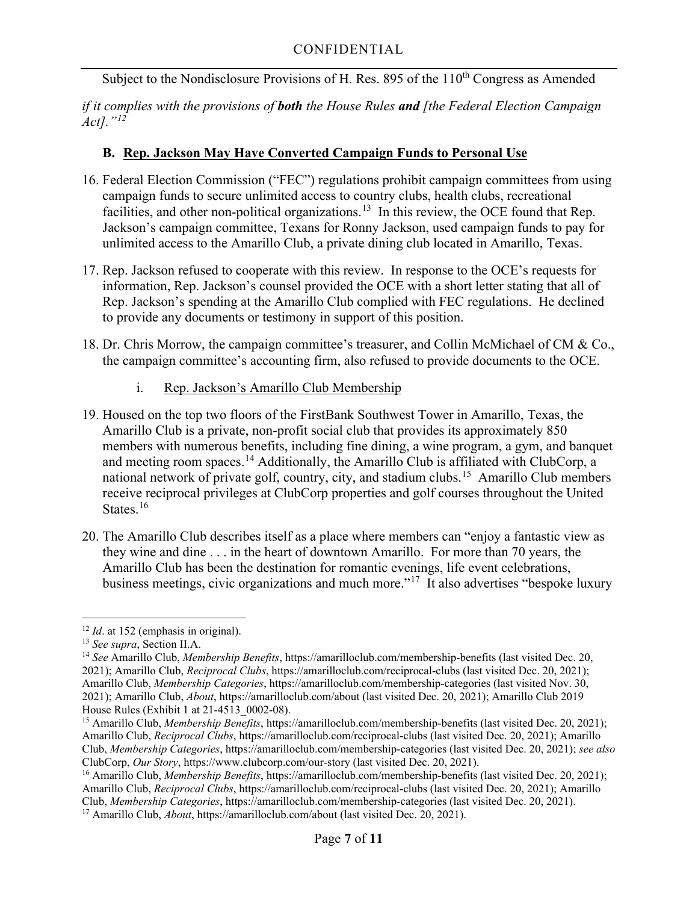*if it complies with the provisions of **both** the House Rules **and** [the Federal Election Campaign Act].”*[12]

### B. Rep. Jackson May Have Converted Campaign Funds to Personal Use

16. Federal Election Commission (“FEC”) regulations prohibit campaign committees from using campaign funds to secure unlimited access to country clubs, health clubs, recreational facilities, and other non-political organizations.[13] In this review, the OCE found that Rep. Jackson’s campaign committee, Texans for Ronny Jackson, used campaign funds to pay for unlimited access to the Amarillo Club, a private dining club located in Amarillo, Texas.

17. Rep. Jackson refused to cooperate with this review. In response to the OCE’s requests for information, Rep. Jackson’s counsel provided the OCE with a short letter stating that all of Rep. Jackson’s spending at the Amarillo Club complied with FEC regulations. He declined to provide any documents or testimony in support of this position.

18. Dr. Chris Morrow, the campaign committee’s treasurer, and Collin McMichael of CM & Co., the campaign committee’s accounting firm, also refused to provide documents to the OCE.

#### i. Rep. Jackson’s Amarillo Club Membership

19. Housed on the top two floors of the FirstBank Southwest Tower in Amarillo, Texas, the Amarillo Club is a private, non-profit social club that provides its approximately 850 members with numerous benefits, including fine dining, a wine program, a gym, and banquet and meeting room spaces.[14] Additionally, the Amarillo Club is affiliated with ClubCorp, a national network of private golf, country, city, and stadium clubs.[15] Amarillo Club members receive reciprocal privileges at ClubCorp properties and golf courses throughout the United States.[16]

20. The Amarillo Club describes itself as a place where members can “enjoy a fantastic view as they wine and dine . . . in the heart of downtown Amarillo. For more than 70 years, the Amarillo Club has been the destination for romantic evenings, life event celebrations, business meetings, civic organizations and much more.”[17] It also advertises “bespoke luxury

---

[12] *Id*. at 152 (emphasis in original).

[13] *See supra*, Section II.A.

[14] *See* Amarillo Club, *Membership Benefits*, https://amarilloclub.com/membership-benefits (last visited Dec. 20, 2021); Amarillo Club, *Reciprocal Clubs*, https://amarilloclub.com/reciprocal-clubs (last visited Dec. 20, 2021); Amarillo Club, *Membership Categories*, https://amarilloclub.com/membership-categories (last visited Nov. 30, 2021); Amarillo Club, *About*, https://amarilloclub.com/about (last visited Dec. 20, 2021); Amarillo Club 2019 House Rules (Exhibit 1 at 21-4513_0002-08).

[15] Amarillo Club, *Membership Benefits*, https://amarilloclub.com/membership-benefits (last visited Dec. 20, 2021); Amarillo Club, *Reciprocal Clubs*, https://amarilloclub.com/reciprocal-clubs (last visited Dec. 20, 2021); Amarillo Club, *Membership Categories*, https://amarilloclub.com/membership-categories (last visited Dec. 20, 2021); *see also* ClubCorp, *Our Story*, https://www.clubcorp.com/our-story (last visited Dec. 20, 2021).

[16] Amarillo Club, *Membership Benefits*, https://amarilloclub.com/membership-benefits (last visited Dec. 20, 2021); Amarillo Club, *Reciprocal Clubs*, https://amarilloclub.com/reciprocal-clubs (last visited Dec. 20, 2021); Amarillo Club, *Membership Categories*, https://amarilloclub.com/membership-categories (last visited Dec. 20, 2021).

[17] Amarillo Club, *About*, https://amarilloclub.com/about (last visited Dec. 20, 2021).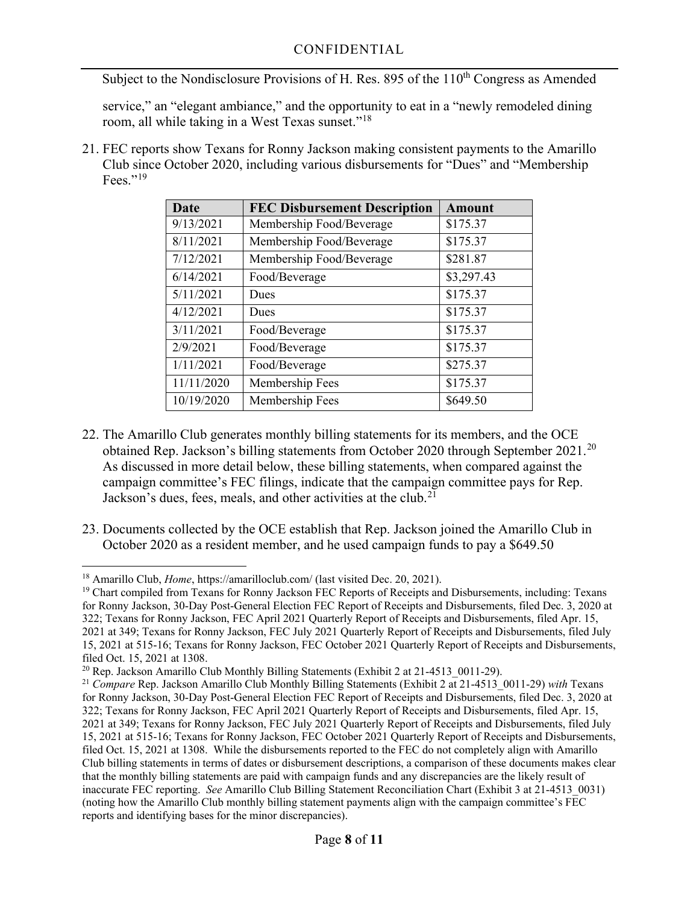service," an "elegant ambiance," and the opportunity to eat in a "newly remodeled dining room, all while taking in a West Texas sunset."[18]

21. FEC reports show Texans for Ronny Jackson making consistent payments to the Amarillo Club since October 2020, including various disbursements for "Dues" and "Membership Fees."[19]

| Date | FEC Disbursement Description | Amount |
|---|---|---|
| 9/13/2021 | Membership Food/Beverage | $175.37 |
| 8/11/2021 | Membership Food/Beverage | $175.37 |
| 7/12/2021 | Membership Food/Beverage | $281.87 |
| 6/14/2021 | Food/Beverage | $3,297.43 |
| 5/11/2021 | Dues | $175.37 |
| 4/12/2021 | Dues | $175.37 |
| 3/11/2021 | Food/Beverage | $175.37 |
| 2/9/2021 | Food/Beverage | $175.37 |
| 1/11/2021 | Food/Beverage | $275.37 |
| 11/11/2020 | Membership Fees | $175.37 |
| 10/19/2020 | Membership Fees | $649.50 |

22. The Amarillo Club generates monthly billing statements for its members, and the OCE obtained Rep. Jackson's billing statements from October 2020 through September 2021.[20] As discussed in more detail below, these billing statements, when compared against the campaign committee's FEC filings, indicate that the campaign committee pays for Rep. Jackson's dues, fees, meals, and other activities at the club.[21]

23. Documents collected by the OCE establish that Rep. Jackson joined the Amarillo Club in October 2020 as a resident member, and he used campaign funds to pay a $649.50

---

[18] Amarillo Club, *Home*, https://amarilloclub.com/ (last visited Dec. 20, 2021).

[19] Chart compiled from Texans for Ronny Jackson FEC Reports of Receipts and Disbursements, including: Texans for Ronny Jackson, 30-Day Post-General Election FEC Report of Receipts and Disbursements, filed Dec. 3, 2020 at 322; Texans for Ronny Jackson, FEC April 2021 Quarterly Report of Receipts and Disbursements, filed Apr. 15, 2021 at 349; Texans for Ronny Jackson, FEC July 2021 Quarterly Report of Receipts and Disbursements, filed July 15, 2021 at 515-16; Texans for Ronny Jackson, FEC October 2021 Quarterly Report of Receipts and Disbursements, filed Oct. 15, 2021 at 1308.

[20] Rep. Jackson Amarillo Club Monthly Billing Statements (Exhibit 2 at 21-4513_0011-29).

[21] *Compare* Rep. Jackson Amarillo Club Monthly Billing Statements (Exhibit 2 at 21-4513_0011-29) *with* Texans for Ronny Jackson, 30-Day Post-General Election FEC Report of Receipts and Disbursements, filed Dec. 3, 2020 at 322; Texans for Ronny Jackson, FEC April 2021 Quarterly Report of Receipts and Disbursements, filed Apr. 15, 2021 at 349; Texans for Ronny Jackson, FEC July 2021 Quarterly Report of Receipts and Disbursements, filed July 15, 2021 at 515-16; Texans for Ronny Jackson, FEC October 2021 Quarterly Report of Receipts and Disbursements, filed Oct. 15, 2021 at 1308. While the disbursements reported to the FEC do not completely align with Amarillo Club billing statements in terms of dates or disbursement descriptions, a comparison of these documents makes clear that the monthly billing statements are paid with campaign funds and any discrepancies are the likely result of inaccurate FEC reporting. *See* Amarillo Club Billing Statement Reconciliation Chart (Exhibit 3 at 21-4513_0031) (noting how the Amarillo Club monthly billing statement payments align with the campaign committee's FEC reports and identifying bases for the minor discrepancies).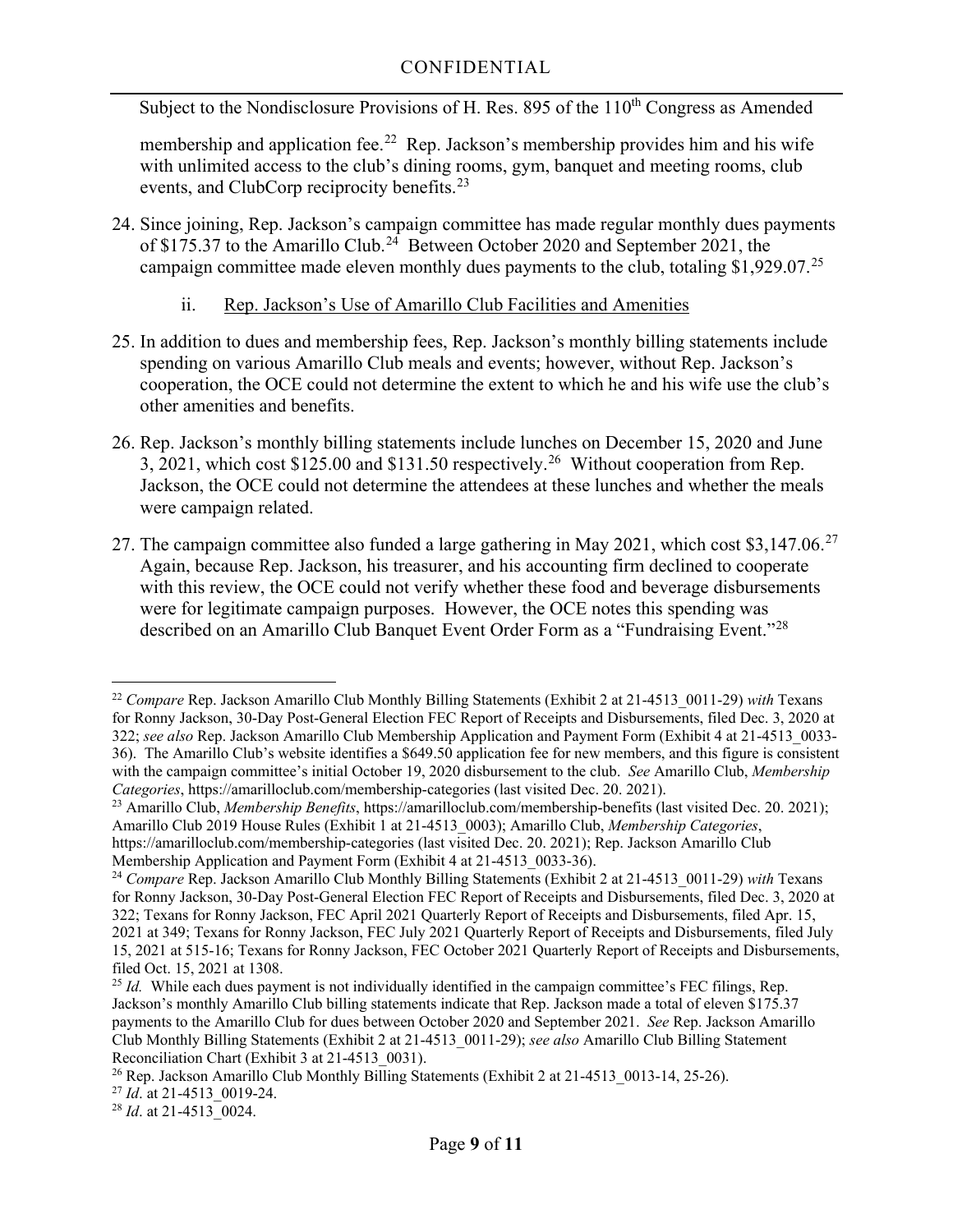membership and application fee.[22] Rep. Jackson's membership provides him and his wife with unlimited access to the club's dining rooms, gym, banquet and meeting rooms, club events, and ClubCorp reciprocity benefits.[23]

24. Since joining, Rep. Jackson's campaign committee has made regular monthly dues payments of $175.37 to the Amarillo Club.[24] Between October 2020 and September 2021, the campaign committee made eleven monthly dues payments to the club, totaling $1,929.07.[25]

ii. <u>Rep. Jackson's Use of Amarillo Club Facilities and Amenities</u>

25. In addition to dues and membership fees, Rep. Jackson's monthly billing statements include spending on various Amarillo Club meals and events; however, without Rep. Jackson's cooperation, the OCE could not determine the extent to which he and his wife use the club's other amenities and benefits.

26. Rep. Jackson's monthly billing statements include lunches on December 15, 2020 and June 3, 2021, which cost $125.00 and $131.50 respectively.[26] Without cooperation from Rep. Jackson, the OCE could not determine the attendees at these lunches and whether the meals were campaign related.

27. The campaign committee also funded a large gathering in May 2021, which cost $3,147.06.[27] Again, because Rep. Jackson, his treasurer, and his accounting firm declined to cooperate with this review, the OCE could not verify whether these food and beverage disbursements were for legitimate campaign purposes. However, the OCE notes this spending was described on an Amarillo Club Banquet Event Order Form as a "Fundraising Event."[28]

---

[22] *Compare* Rep. Jackson Amarillo Club Monthly Billing Statements (Exhibit 2 at 21-4513_0011-29) *with* Texans for Ronny Jackson, 30-Day Post-General Election FEC Report of Receipts and Disbursements, filed Dec. 3, 2020 at 322; *see also* Rep. Jackson Amarillo Club Membership Application and Payment Form (Exhibit 4 at 21-4513_0033-36). The Amarillo Club's website identifies a $649.50 application fee for new members, and this figure is consistent with the campaign committee's initial October 19, 2020 disbursement to the club. *See* Amarillo Club, *Membership Categories*, https://amarilloclub.com/membership-categories (last visited Dec. 20. 2021).

[23] Amarillo Club, *Membership Benefits*, https://amarilloclub.com/membership-benefits (last visited Dec. 20. 2021); Amarillo Club 2019 House Rules (Exhibit 1 at 21-4513_0003); Amarillo Club, *Membership Categories*, https://amarilloclub.com/membership-categories (last visited Dec. 20. 2021); Rep. Jackson Amarillo Club Membership Application and Payment Form (Exhibit 4 at 21-4513_0033-36).

[24] *Compare* Rep. Jackson Amarillo Club Monthly Billing Statements (Exhibit 2 at 21-4513_0011-29) *with* Texans for Ronny Jackson, 30-Day Post-General Election FEC Report of Receipts and Disbursements, filed Dec. 3, 2020 at 322; Texans for Ronny Jackson, FEC April 2021 Quarterly Report of Receipts and Disbursements, filed Apr. 15, 2021 at 349; Texans for Ronny Jackson, FEC July 2021 Quarterly Report of Receipts and Disbursements, filed July 15, 2021 at 515-16; Texans for Ronny Jackson, FEC October 2021 Quarterly Report of Receipts and Disbursements, filed Oct. 15, 2021 at 1308.

[25] *Id.* While each dues payment is not individually identified in the campaign committee's FEC filings, Rep. Jackson's monthly Amarillo Club billing statements indicate that Rep. Jackson made a total of eleven $175.37 payments to the Amarillo Club for dues between October 2020 and September 2021. *See* Rep. Jackson Amarillo Club Monthly Billing Statements (Exhibit 2 at 21-4513_0011-29); *see also* Amarillo Club Billing Statement Reconciliation Chart (Exhibit 3 at 21-4513_0031).

[26] Rep. Jackson Amarillo Club Monthly Billing Statements (Exhibit 2 at 21-4513_0013-14, 25-26).

[27] *Id*. at 21-4513_0019-24.

[28] *Id*. at 21-4513_0024.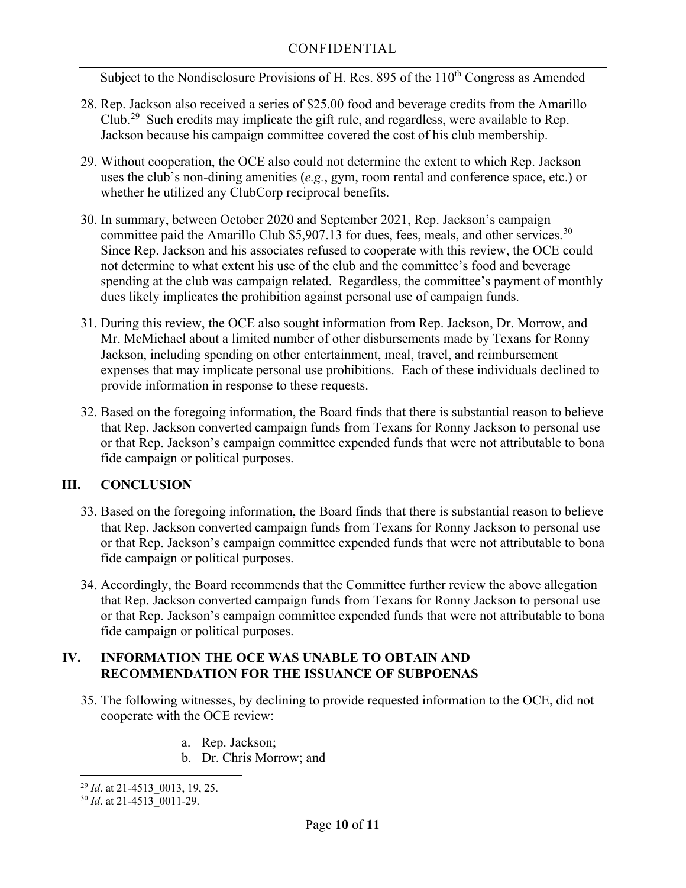28. Rep. Jackson also received a series of $25.00 food and beverage credits from the Amarillo Club.[29] Such credits may implicate the gift rule, and regardless, were available to Rep. Jackson because his campaign committee covered the cost of his club membership.

29. Without cooperation, the OCE also could not determine the extent to which Rep. Jackson uses the club's non-dining amenities (*e.g.*, gym, room rental and conference space, etc.) or whether he utilized any ClubCorp reciprocal benefits.

30. In summary, between October 2020 and September 2021, Rep. Jackson's campaign committee paid the Amarillo Club $5,907.13 for dues, fees, meals, and other services.[30] Since Rep. Jackson and his associates refused to cooperate with this review, the OCE could not determine to what extent his use of the club and the committee's food and beverage spending at the club was campaign related. Regardless, the committee's payment of monthly dues likely implicates the prohibition against personal use of campaign funds.

31. During this review, the OCE also sought information from Rep. Jackson, Dr. Morrow, and Mr. McMichael about a limited number of other disbursements made by Texans for Ronny Jackson, including spending on other entertainment, meal, travel, and reimbursement expenses that may implicate personal use prohibitions. Each of these individuals declined to provide information in response to these requests.

32. Based on the foregoing information, the Board finds that there is substantial reason to believe that Rep. Jackson converted campaign funds from Texans for Ronny Jackson to personal use or that Rep. Jackson's campaign committee expended funds that were not attributable to bona fide campaign or political purposes.

## III. CONCLUSION

33. Based on the foregoing information, the Board finds that there is substantial reason to believe that Rep. Jackson converted campaign funds from Texans for Ronny Jackson to personal use or that Rep. Jackson's campaign committee expended funds that were not attributable to bona fide campaign or political purposes.

34. Accordingly, the Board recommends that the Committee further review the above allegation that Rep. Jackson converted campaign funds from Texans for Ronny Jackson to personal use or that Rep. Jackson's campaign committee expended funds that were not attributable to bona fide campaign or political purposes.

## IV. INFORMATION THE OCE WAS UNABLE TO OBTAIN AND RECOMMENDATION FOR THE ISSUANCE OF SUBPOENAS

35. The following witnesses, by declining to provide requested information to the OCE, did not cooperate with the OCE review:

    a. Rep. Jackson;
    b. Dr. Chris Morrow; and

---

[29] *Id*. at 21-4513_0013, 19, 25.

[30] *Id*. at 21-4513_0011-29.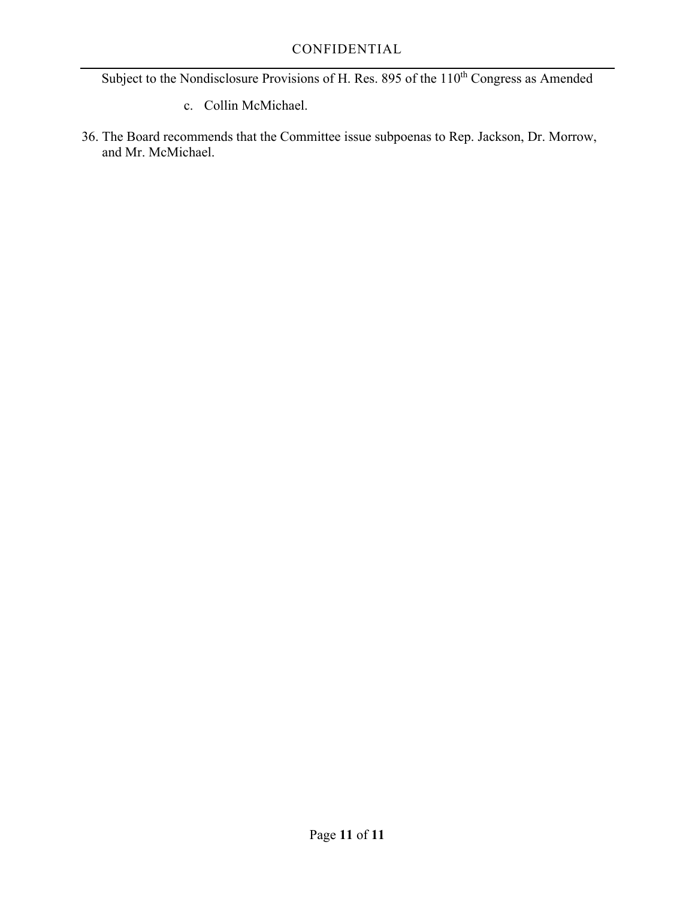c. Collin McMichael.

36. The Board recommends that the Committee issue subpoenas to Rep. Jackson, Dr. Morrow, and Mr. McMichael.